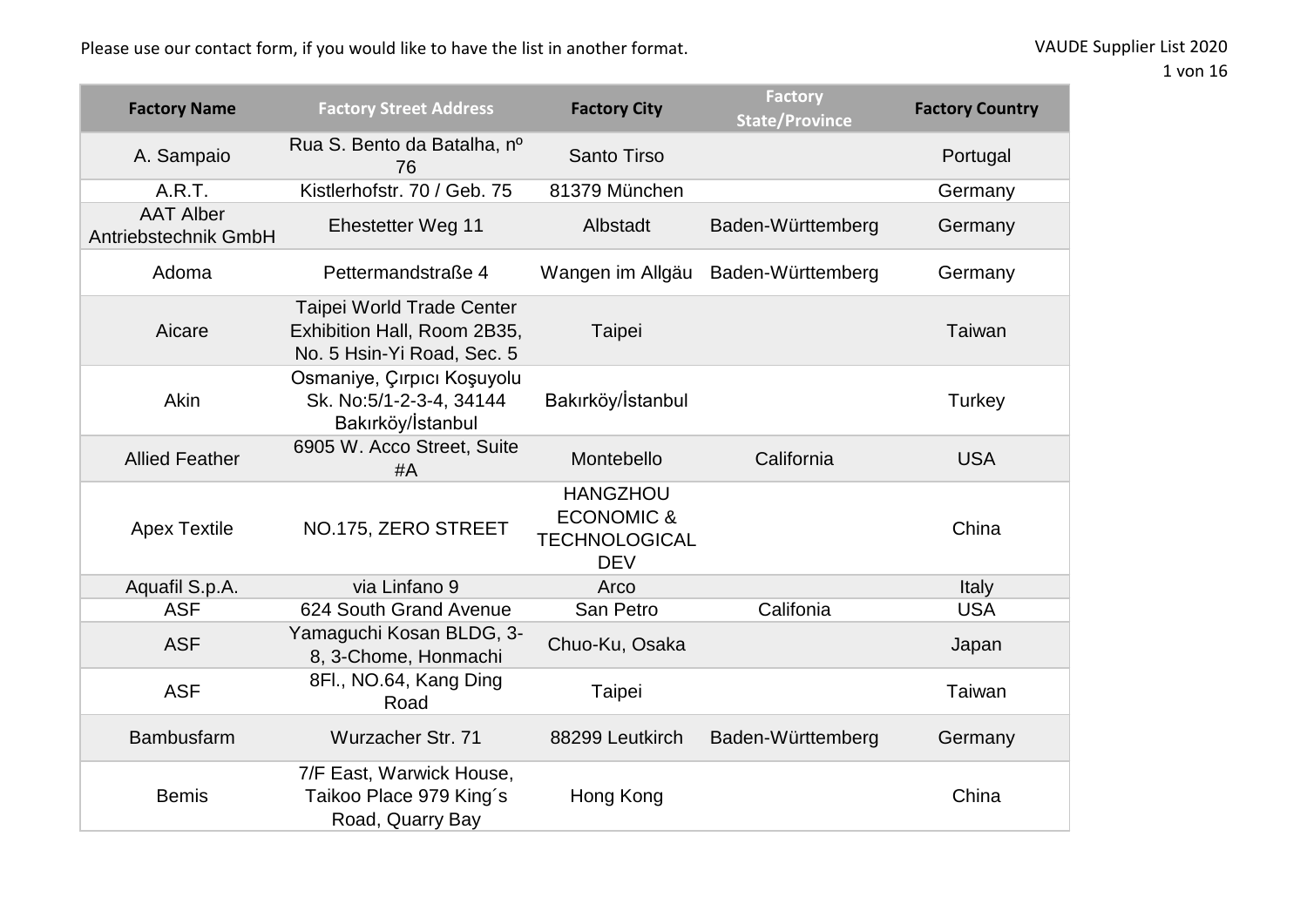Please use our contact form, if you would like to have the list in another format.

| Factory Name | Factory Street Address | Factory City | Factory State/Province | Factory Country |
| --- | --- | --- | --- | --- |
| A. Sampaio | Rua S. Bento da Batalha, nº 76 | Santo Tirso | | Portugal |
| A.R.T. | Kistlerhofstr. 70 / Geb. 75 | 81379 München | | Germany |
| AAT Alber Antriebstechnik GmbH | Ehestetter Weg 11 | Albstadt | Baden-Württemberg | Germany |
| Adoma | Pettermandstraße 4 | Wangen im Allgäu | Baden-Württemberg | Germany |
| Aicare | Taipei World Trade Center Exhibition Hall, Room 2B35, No. 5 Hsin-Yi Road, Sec. 5 | Taipei | | Taiwan |
| Akin | Osmaniye, Çırpıcı Koşuyolu Sk. No:5/1-2-3-4, 34144 Bakırköy/İstanbul | Bakırköy/İstanbul | | Turkey |
| Allied Feather | 6905 W. Acco Street, Suite #A | Montebello | California | USA |
| Apex Textile | NO.175, ZERO STREET | HANGZHOU ECONOMIC & TECHNOLOGICAL DEV | | China |
| Aquafil S.p.A. | via Linfano 9 | Arco | | Italy |
| ASF | 624 South Grand Avenue | San Petro | Califonia | USA |
| ASF | Yamaguchi Kosan BLDG, 3-8, 3-Chome, Honmachi | Chuo-Ku, Osaka | | Japan |
| ASF | 8Fl., NO.64, Kang Ding Road | Taipei | | Taiwan |
| Bambusfarm | Wurzacher Str. 71 | 88299 Leutkirch | Baden-Württemberg | Germany |
| Bemis | 7/F East, Warwick House, Taikoo Place 979 King´s Road, Quarry Bay | Hong Kong | | China |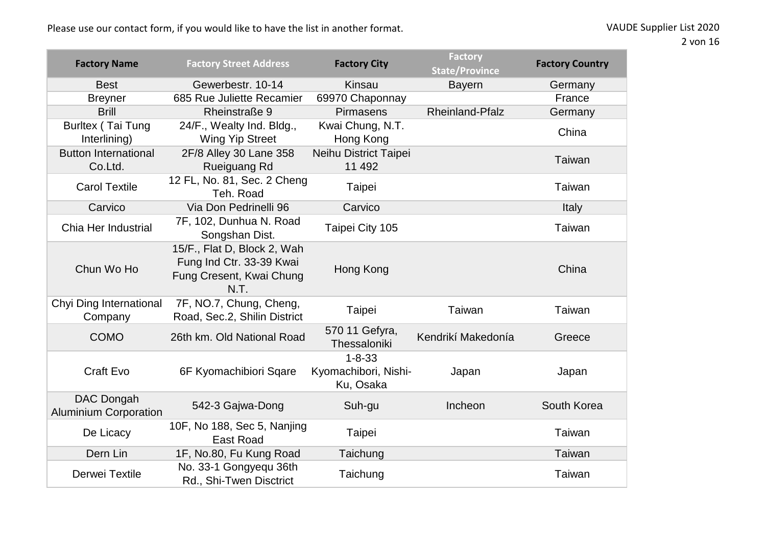Please use our contact form, if you would like to have the list in another format.

| Factory Name | Factory Street Address | Factory City | Factory State/Province | Factory Country |
|---|---|---|---|---|
| Best | Gewerbestr. 10-14 | Kinsau | Bayern | Germany |
| Breyner | 685 Rue Juliette Recamier | 69970 Chaponnay | | France |
| Brill | Rheinstraße 9 | Pirmasens | Rheinland-Pfalz | Germany |
| Burltex ( Tai Tung Interlining) | 24/F., Wealty Ind. Bldg., Wing Yip Street | Kwai Chung, N.T. Hong Kong | | China |
| Button International Co.Ltd. | 2F/8 Alley 30 Lane 358 Rueiguang Rd | Neihu District Taipei 11 492 | | Taiwan |
| Carol Textile | 12 FL, No. 81, Sec. 2 Cheng Teh. Road | Taipei | | Taiwan |
| Carvico | Via Don Pedrinelli 96 | Carvico | | Italy |
| Chia Her Industrial | 7F, 102, Dunhua N. Road Songshan Dist. | Taipei City 105 | | Taiwan |
| Chun Wo Ho | 15/F., Flat D, Block 2, Wah Fung Ind Ctr. 33-39 Kwai Fung Cresent, Kwai Chung N.T. | Hong Kong | | China |
| Chyi Ding International Company | 7F, NO.7, Chung, Cheng, Road, Sec.2, Shilin District | Taipei | Taiwan | Taiwan |
| COMO | 26th km. Old National Road | 570 11 Gefyra, Thessaloniki | Kendrikí Makedonía | Greece |
| Craft Evo | 6F Kyomachibiori Sqare | 1-8-33 Kyomachibori, Nishi-Ku, Osaka | Japan | Japan |
| DAC Dongah Aluminium Corporation | 542-3 Gajwa-Dong | Suh-gu | Incheon | South Korea |
| De Licacy | 10F, No 188, Sec 5, Nanjing East Road | Taipei | | Taiwan |
| Dern Lin | 1F, No.80, Fu Kung Road | Taichung | | Taiwan |
| Derwei Textile | No. 33-1 Gongyequ 36th Rd., Shi-Twen Disctrict | Taichung | | Taiwan |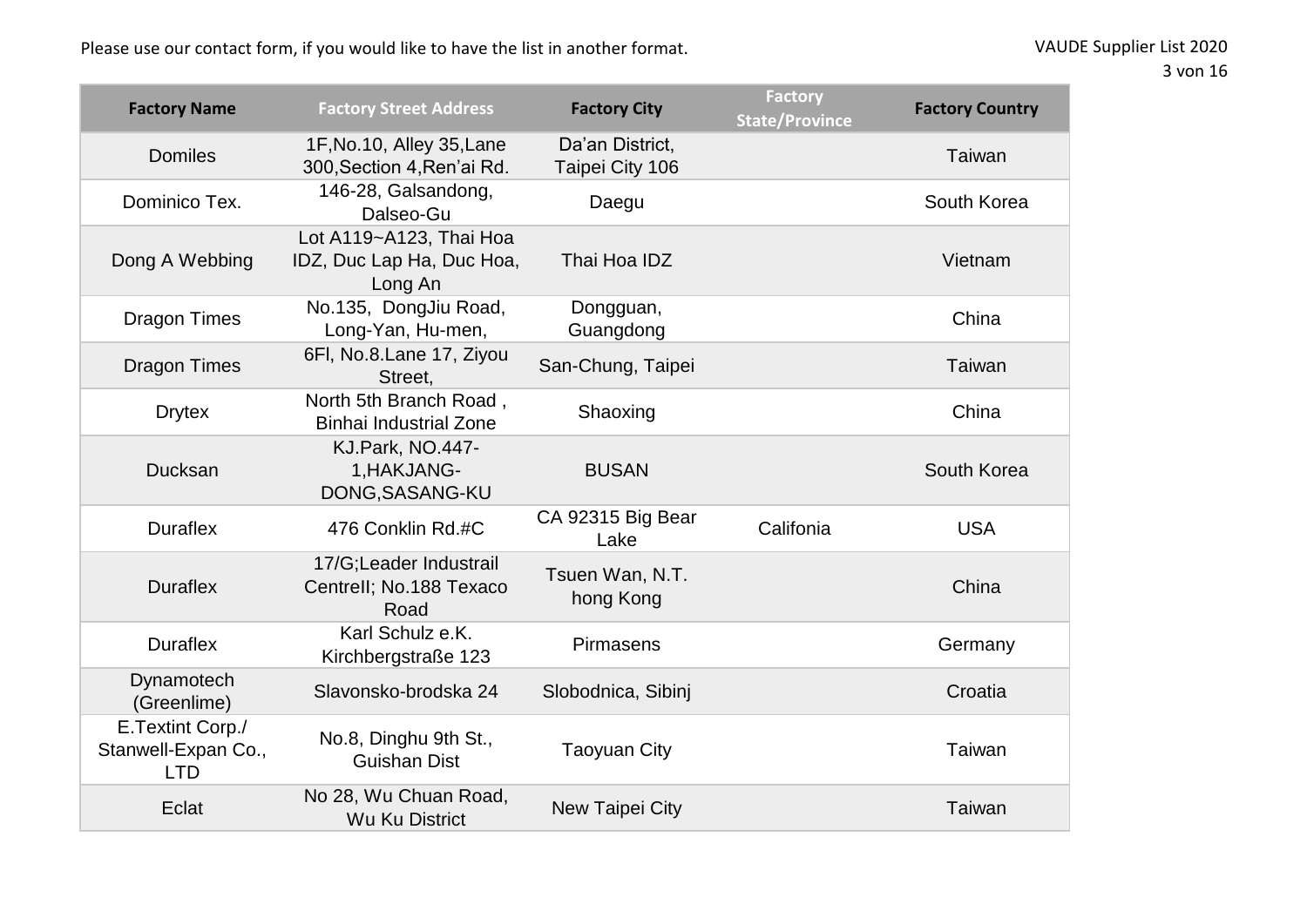Please use our contact form, if you would like to have the list in another format.

| Factory Name | Factory Street Address | Factory City | Factory State/Province | Factory Country |
|---|---|---|---|---|
| Domiles | 1F,No.10, Alley 35,Lane 300,Section 4,Ren'ai Rd. | Da'an District, Taipei City 106 | | Taiwan |
| Dominico Tex. | 146-28, Galsandong, Dalseo-Gu | Daegu | | South Korea |
| Dong A Webbing | Lot A119~A123, Thai Hoa IDZ, Duc Lap Ha, Duc Hoa, Long An | Thai Hoa IDZ | | Vietnam |
| Dragon Times | No.135, DongJiu Road, Long-Yan, Hu-men, | Dongguan, Guangdong | | China |
| Dragon Times | 6Fl, No.8.Lane 17, Ziyou Street, | San-Chung, Taipei | | Taiwan |
| Drytex | North 5th Branch Road , Binhai Industrial Zone | Shaoxing | | China |
| Ducksan | KJ.Park, NO.447-1,HAKJANG-DONG,SASANG-KU | BUSAN | | South Korea |
| Duraflex | 476 Conklin Rd.#C | CA 92315 Big Bear Lake | Califonia | USA |
| Duraflex | 17/G;Leader Industrail CentreII; No.188 Texaco Road | Tsuen Wan, N.T. hong Kong | | China |
| Duraflex | Karl Schulz e.K. Kirchbergstraße 123 | Pirmasens | | Germany |
| Dynamotech (Greenlime) | Slavonsko-brodska 24 | Slobodnica, Sibinj | | Croatia |
| E.Textint Corp./ Stanwell-Expan Co., LTD | No.8, Dinghu 9th St., Guishan Dist | Taoyuan City | | Taiwan |
| Eclat | No 28, Wu Chuan Road, Wu Ku District | New Taipei City | | Taiwan |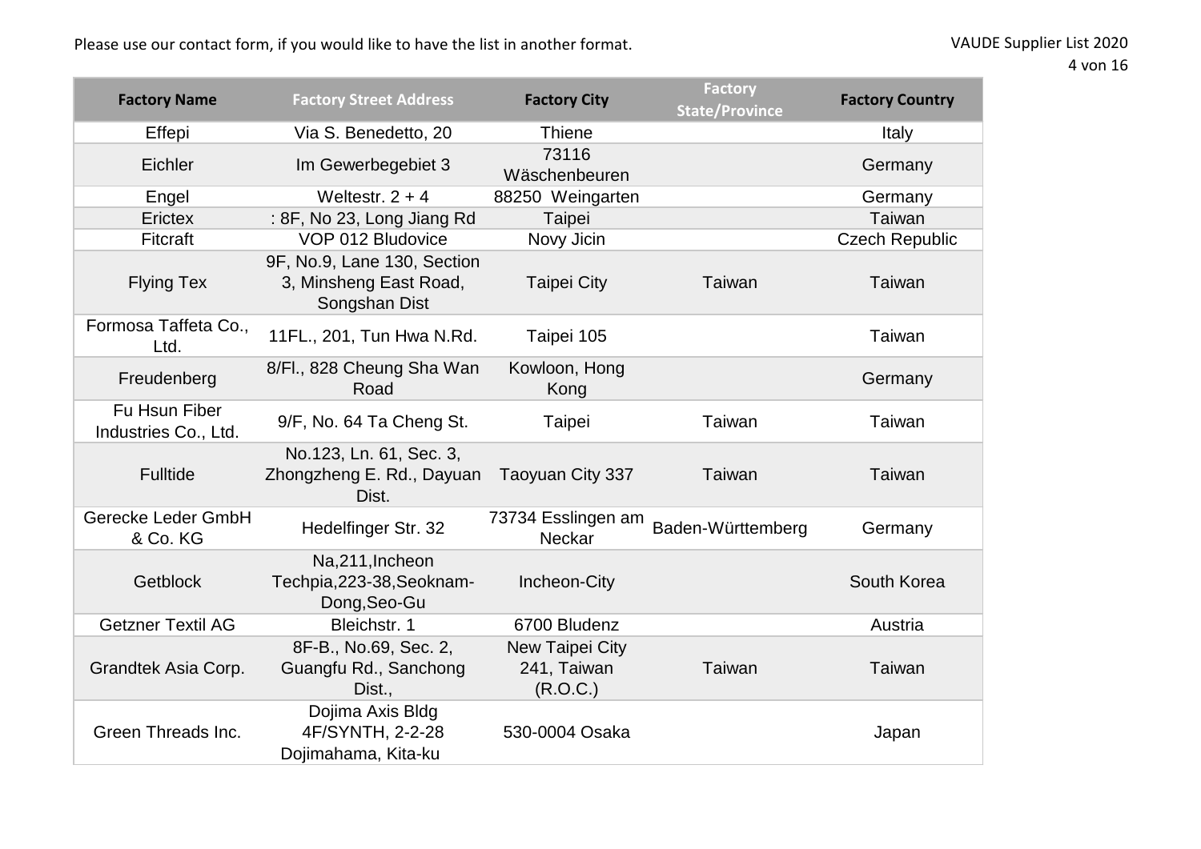Please use our contact form, if you would like to have the list in another format.

| Factory Name | Factory Street Address | Factory City | Factory State/Province | Factory Country |
|---|---|---|---|---|
| Effepi | Via S. Benedetto, 20 | Thiene | | Italy |
| Eichler | Im Gewerbegebiet 3 | 73116 Wäschenbeuren | | Germany |
| Engel | Weltestr. 2 + 4 | 88250 Weingarten | | Germany |
| Erictex | : 8F, No 23, Long Jiang Rd | Taipei | | Taiwan |
| Fitcraft | VOP 012 Bludovice | Novy Jicin | | Czech Republic |
| Flying Tex | 9F, No.9, Lane 130, Section 3, Minsheng East Road, Songshan Dist | Taipei City | Taiwan | Taiwan |
| Formosa Taffeta Co., Ltd. | 11FL., 201, Tun Hwa N.Rd. | Taipei 105 | | Taiwan |
| Freudenberg | 8/Fl., 828 Cheung Sha Wan Road | Kowloon, Hong Kong | | Germany |
| Fu Hsun Fiber Industries Co., Ltd. | 9/F, No. 64 Ta Cheng St. | Taipei | Taiwan | Taiwan |
| Fulltide | No.123, Ln. 61, Sec. 3, Zhongzheng E. Rd., Dayuan Dist. | Taoyuan City 337 | Taiwan | Taiwan |
| Gerecke Leder GmbH & Co. KG | Hedelfinger Str. 32 | 73734 Esslingen am Neckar | Baden-Württemberg | Germany |
| Getblock | Na,211,Incheon Techpia,223-38,Seoknam-Dong,Seo-Gu | Incheon-City | | South Korea |
| Getzner Textil AG | Bleichstr. 1 | 6700 Bludenz | | Austria |
| Grandtek Asia Corp. | 8F-B., No.69, Sec. 2, Guangfu Rd., Sanchong Dist., | New Taipei City 241, Taiwan (R.O.C.) | Taiwan | Taiwan |
| Green Threads Inc. | Dojima Axis Bldg 4F/SYNTH, 2-2-28 Dojimahama, Kita-ku | 530-0004 Osaka | | Japan |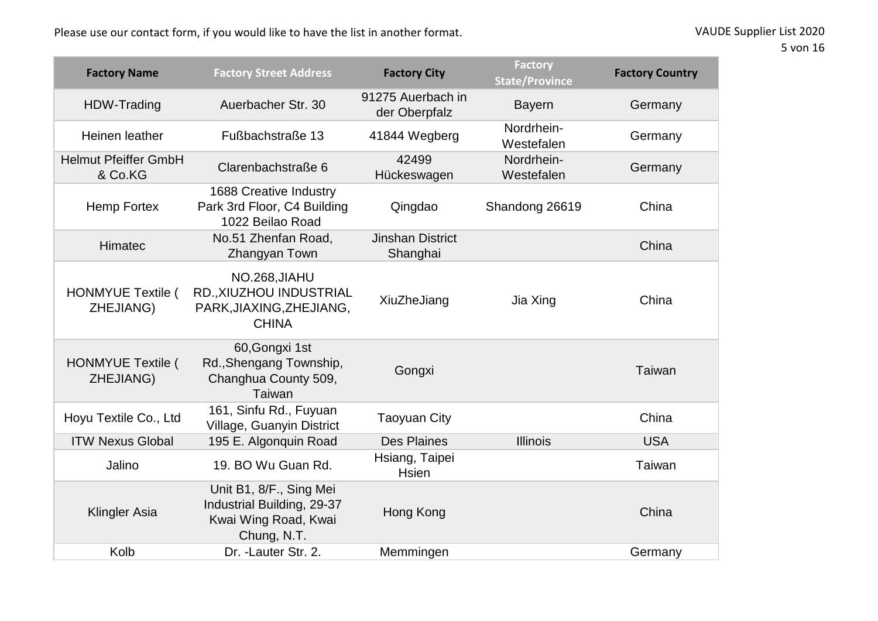Please use our contact form, if you would like to have the list in another format.

| Factory Name | Factory Street Address | Factory City | Factory State/Province | Factory Country |
|---|---|---|---|---|
| HDW-Trading | Auerbacher Str. 30 | 91275 Auerbach in der Oberpfalz | Bayern | Germany |
| Heinen leather | Fußbachstraße 13 | 41844 Wegberg | Nordrhein-Westefalen | Germany |
| Helmut Pfeiffer GmbH & Co.KG | Clarenbachstraße 6 | 42499 Hückeswagen | Nordrhein-Westefalen | Germany |
| Hemp Fortex | 1688 Creative Industry Park 3rd Floor, C4 Building 1022 Beilao Road | Qingdao | Shandong 26619 | China |
| Himatec | No.51 Zhenfan Road, Zhangyan Town | Jinshan District Shanghai | | China |
| HONMYUE Textile ( ZHEJIANG) | NO.268,JIAHU RD.,XIUZHOU INDUSTRIAL PARK,JIAXING,ZHEJIANG, CHINA | XiuZheJiang | Jia Xing | China |
| HONMYUE Textile ( ZHEJIANG) | 60,Gongxi 1st Rd.,Shengang Township, Changhua County 509, Taiwan | Gongxi | | Taiwan |
| Hoyu Textile Co., Ltd | 161, Sinfu Rd., Fuyuan Village, Guanyin District | Taoyuan City | | China |
| ITW Nexus Global | 195 E. Algonquin Road | Des Plaines | Illinois | USA |
| Jalino | 19. BO Wu Guan Rd. | Hsiang, Taipei Hsien | | Taiwan |
| Klingler Asia | Unit B1, 8/F., Sing Mei Industrial Building, 29-37 Kwai Wing Road, Kwai Chung, N.T. | Hong Kong | | China |
| Kolb | Dr. -Lauter Str. 2. | Memmingen | | Germany |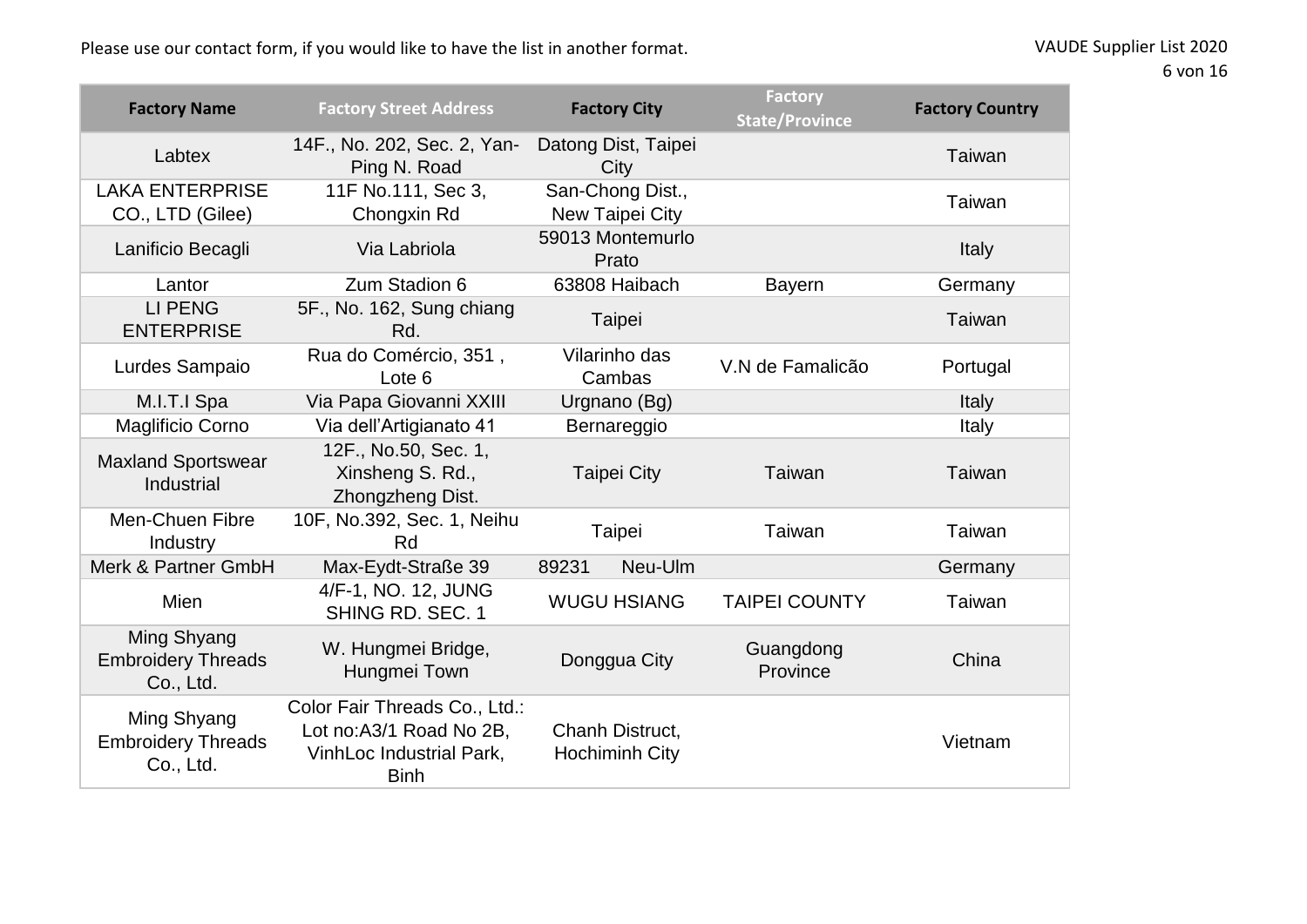Please use our contact form, if you would like to have the list in another format.

| Factory Name | Factory Street Address | Factory City | Factory State/Province | Factory Country |
|---|---|---|---|---|
| Labtex | 14F., No. 202, Sec. 2, Yan-Ping N. Road | Datong Dist, Taipei City | | Taiwan |
| LAKA ENTERPRISE CO., LTD (Gilee) | 11F No.111, Sec 3, Chongxin Rd | San-Chong Dist., New Taipei City | | Taiwan |
| Lanificio Becagli | Via Labriola | 59013 Montemurlo Prato | | Italy |
| Lantor | Zum Stadion 6 | 63808 Haibach | Bayern | Germany |
| LI PENG ENTERPRISE | 5F., No. 162, Sung chiang Rd. | Taipei | | Taiwan |
| Lurdes Sampaio | Rua do Comércio, 351 , Lote 6 | Vilarinho das Cambas | V.N de Famalicão | Portugal |
| M.I.T.I Spa | Via Papa Giovanni XXIII | Urgnano (Bg) | | Italy |
| Maglificio Corno | Via dell'Artigianato 41 | Bernareggio | | Italy |
| Maxland Sportswear Industrial | 12F., No.50, Sec. 1, Xinsheng S. Rd., Zhongzheng Dist. | Taipei City | Taiwan | Taiwan |
| Men-Chuen Fibre Industry | 10F, No.392, Sec. 1, Neihu Rd | Taipei | Taiwan | Taiwan |
| Merk & Partner GmbH | Max-Eydt-Straße 39 | 89231 Neu-Ulm | | Germany |
| Mien | 4/F-1, NO. 12, JUNG SHING RD. SEC. 1 | WUGU HSIANG | TAIPEI COUNTY | Taiwan |
| Ming Shyang Embroidery Threads Co., Ltd. | W. Hungmei Bridge, Hungmei Town | Donggua City | Guangdong Province | China |
| Ming Shyang Embroidery Threads Co., Ltd. | Color Fair Threads Co., Ltd.: Lot no:A3/1 Road No 2B, VinhLoc Industrial Park, Binh | Chanh Distruct, Hochiminh City | | Vietnam |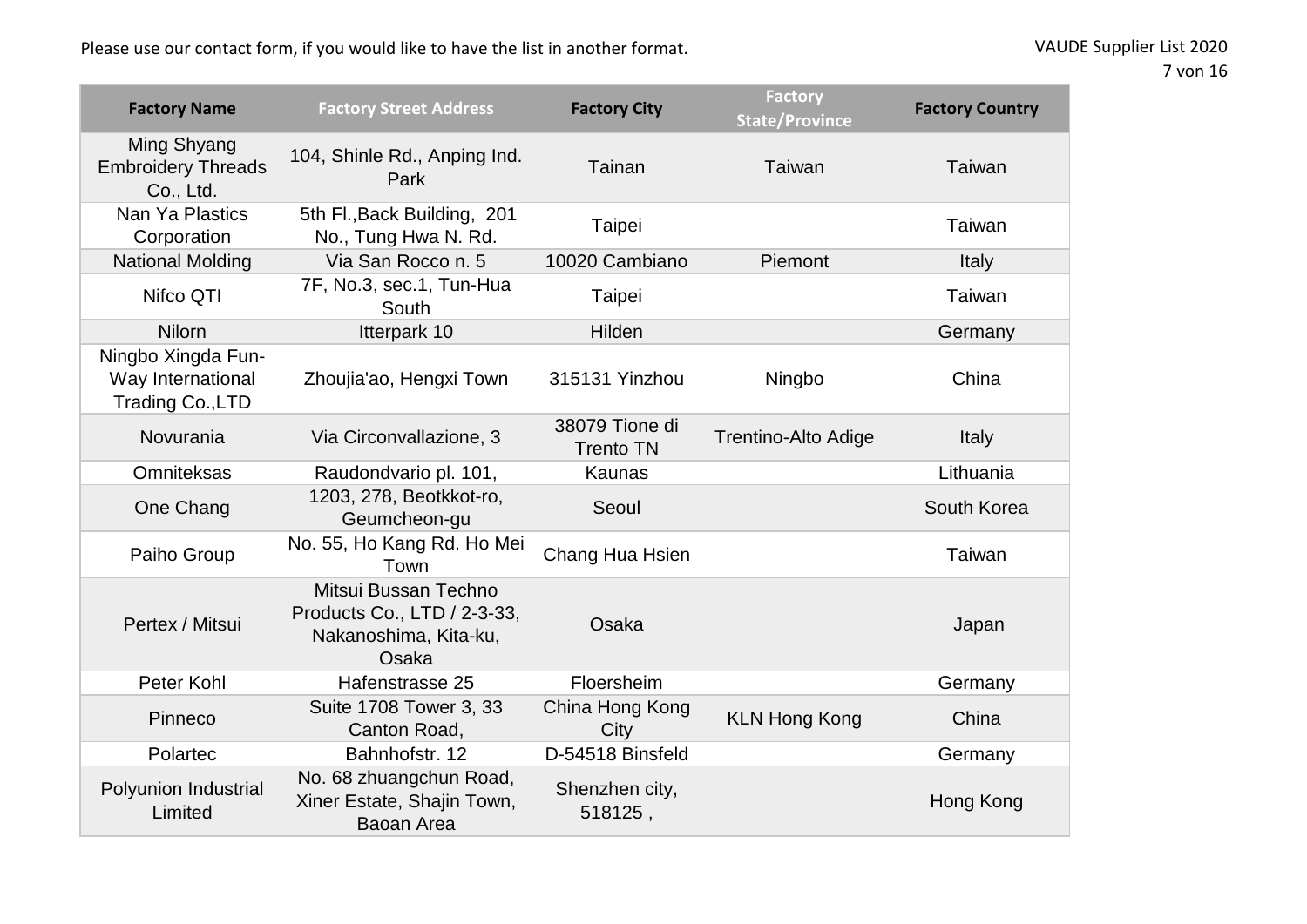Please use our contact form, if you would like to have the list in another format.

| Factory Name | Factory Street Address | Factory City | Factory State/Province | Factory Country |
|---|---|---|---|---|
| Ming Shyang Embroidery Threads Co., Ltd. | 104, Shinle Rd., Anping Ind. Park | Tainan | Taiwan | Taiwan |
| Nan Ya Plastics Corporation | 5th Fl.,Back Building, 201 No., Tung Hwa N. Rd. | Taipei | | Taiwan |
| National Molding | Via San Rocco n. 5 | 10020 Cambiano | Piemont | Italy |
| Nifco QTI | 7F, No.3, sec.1, Tun-Hua South | Taipei | | Taiwan |
| Nilorn | Itterpark 10 | Hilden | | Germany |
| Ningbo Xingda Fun-Way International Trading Co.,LTD | Zhoujia'ao, Hengxi Town | 315131 Yinzhou | Ningbo | China |
| Novurania | Via Circonvallazione, 3 | 38079 Tione di Trento TN | Trentino-Alto Adige | Italy |
| Omniteksas | Raudondvario pl. 101, | Kaunas | | Lithuania |
| One Chang | 1203, 278, Beotkkot-ro, Geumcheon-gu | Seoul | | South Korea |
| Paiho Group | No. 55, Ho Kang Rd. Ho Mei Town | Chang Hua Hsien | | Taiwan |
| Pertex / Mitsui | Mitsui Bussan Techno Products Co., LTD / 2-3-33, Nakanoshima, Kita-ku, Osaka | Osaka | | Japan |
| Peter Kohl | Hafenstrasse 25 | Floersheim | | Germany |
| Pinneco | Suite 1708 Tower 3, 33 Canton Road, | China Hong Kong City | KLN Hong Kong | China |
| Polartec | Bahnhofstr. 12 | D-54518 Binsfeld | | Germany |
| Polyunion Industrial Limited | No. 68 zhuangchun Road, Xiner Estate, Shajin Town, Baoan Area | Shenzhen city, 518125 , | | Hong Kong |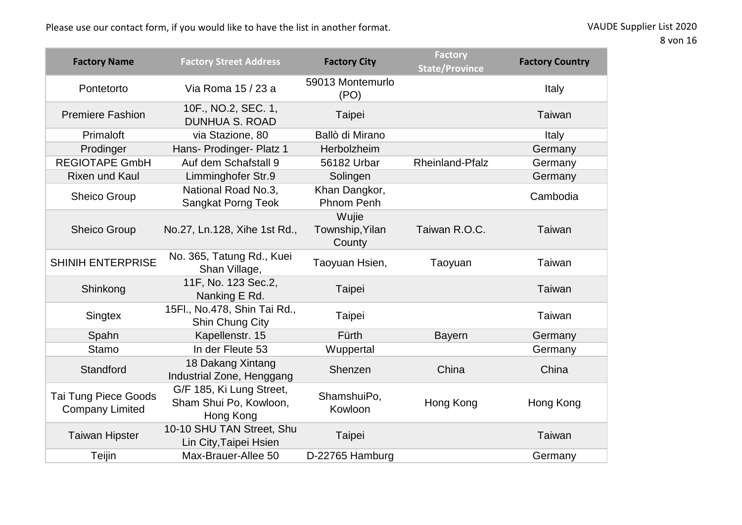Please use our contact form, if you would like to have the list in another format.

| Factory Name | Factory Street Address | Factory City | Factory State/Province | Factory Country |
|---|---|---|---|---|
| Pontetorto | Via Roma 15 / 23 a | 59013 Montemurlo (PO) | | Italy |
| Premiere Fashion | 10F., NO.2, SEC. 1, DUNHUA S. ROAD | Taipei | | Taiwan |
| Primaloft | via Stazione, 80 | Ballò di Mirano | | Italy |
| Prodinger | Hans- Prodinger- Platz 1 | Herbolzheim | | Germany |
| REGIOTAPE GmbH | Auf dem Schafstall 9 | 56182 Urbar | Rheinland-Pfalz | Germany |
| Rixen und Kaul | Limminghofer Str.9 | Solingen | | Germany |
| Sheico Group | National Road No.3, Sangkat Porng Teok | Khan Dangkor, Phnom Penh | | Cambodia |
| Sheico Group | No.27, Ln.128, Xihe 1st Rd., | Wujie Township,Yilan County | Taiwan R.O.C. | Taiwan |
| SHINIH ENTERPRISE | No. 365, Tatung Rd., Kuei Shan Village, | Taoyuan Hsien, | Taoyuan | Taiwan |
| Shinkong | 11F, No. 123 Sec.2, Nanking E Rd. | Taipei | | Taiwan |
| Singtex | 15Fl., No.478, Shin Tai Rd., Shin Chung City | Taipei | | Taiwan |
| Spahn | Kapellenstr. 15 | Fürth | Bayern | Germany |
| Stamo | In der Fleute 53 | Wuppertal | | Germany |
| Standford | 18 Dakang Xintang Industrial Zone, Henggang | Shenzen | China | China |
| Tai Tung Piece Goods Company Limited | G/F 185, Ki Lung Street, Sham Shui Po, Kowloon, Hong Kong | ShamshuiPo, Kowloon | Hong Kong | Hong Kong |
| Taiwan Hipster | 10-10 SHU TAN Street, Shu Lin City,Taipei Hsien | Taipei | | Taiwan |
| Teijin | Max-Brauer-Allee 50 | D-22765 Hamburg | | Germany |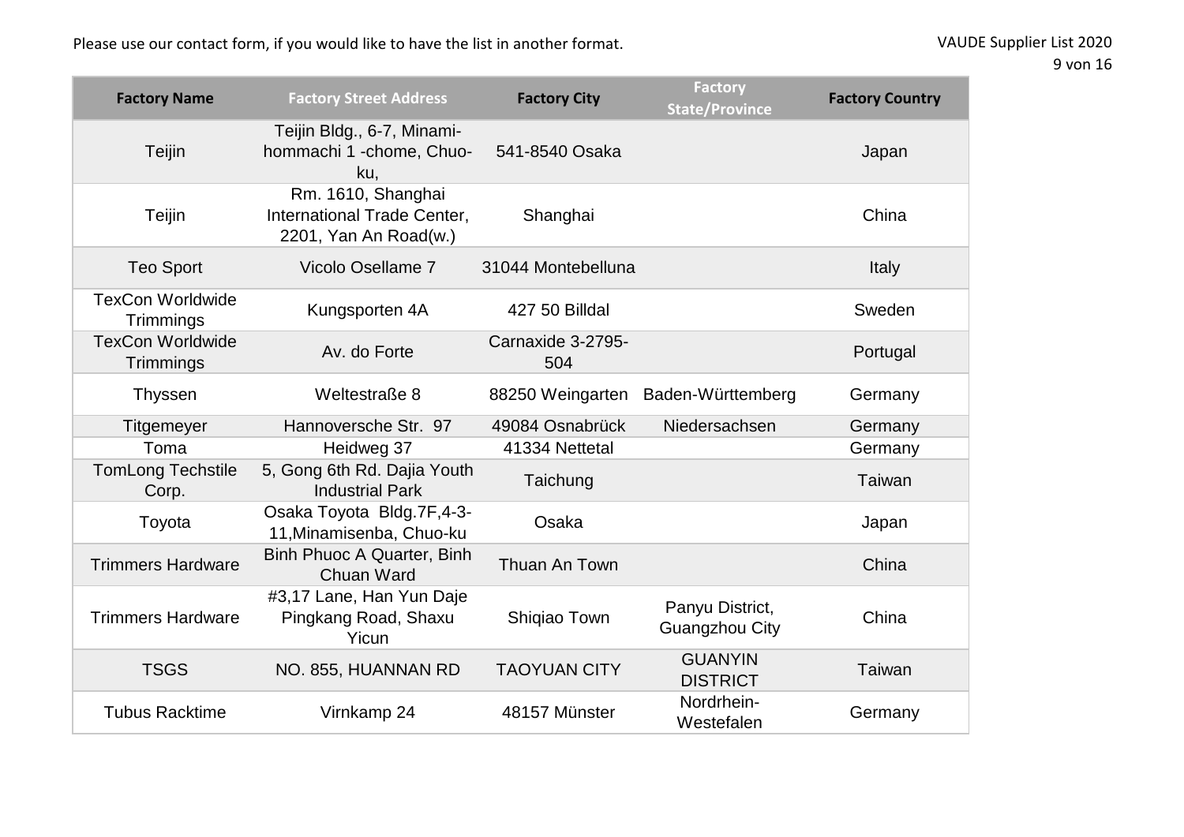Please use our contact form, if you would like to have the list in another format.

| Factory Name | Factory Street Address | Factory City | Factory State/Province | Factory Country |
|---|---|---|---|---|
| Teijin | Teijin Bldg., 6-7, Minami-hommachi 1 -chome, Chuo-ku, | 541-8540 Osaka | | Japan |
| Teijin | Rm. 1610, Shanghai International Trade Center, 2201, Yan An Road(w.) | Shanghai | | China |
| Teo Sport | Vicolo Osellame 7 | 31044 Montebelluna | | Italy |
| TexCon Worldwide Trimmings | Kungsporten 4A | 427 50 Billdal | | Sweden |
| TexCon Worldwide Trimmings | Av. do Forte | Carnaxide 3-2795-504 | | Portugal |
| Thyssen | Weltestraße 8 | 88250 Weingarten | Baden-Württemberg | Germany |
| Titgemeyer | Hannoversche Str. 97 | 49084 Osnabrück | Niedersachsen | Germany |
| Toma | Heidweg 37 | 41334 Nettetal | | Germany |
| TomLong Techstile Corp. | 5, Gong 6th Rd. Dajia Youth Industrial Park | Taichung | | Taiwan |
| Toyota | Osaka Toyota Bldg.7F,4-3-11,Minamisenba, Chuo-ku | Osaka | | Japan |
| Trimmers Hardware | Binh Phuoc A Quarter, Binh Chuan Ward | Thuan An Town | | China |
| Trimmers Hardware | #3,17 Lane, Han Yun Daje Pingkang Road, Shaxu Yicun | Shiqiao Town | Panyu District, Guangzhou City | China |
| TSGS | NO. 855, HUANNAN RD | TAOYUAN CITY | GUANYIN DISTRICT | Taiwan |
| Tubus Racktime | Virnkamp 24 | 48157 Münster | Nordrhein-Westefalen | Germany |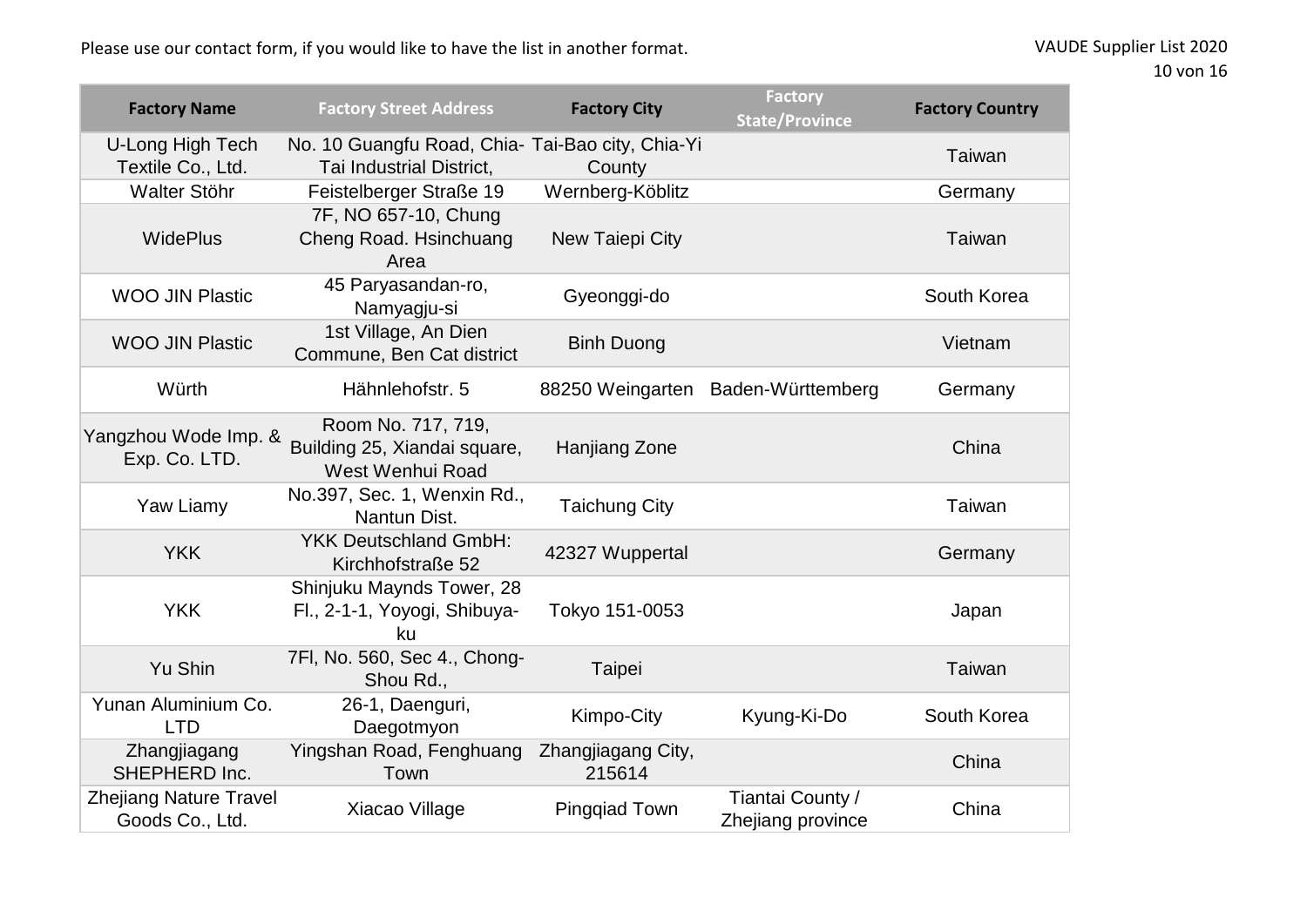Please use our contact form, if you would like to have the list in another format.

| Factory Name | Factory Street Address | Factory City | Factory State/Province | Factory Country |
| --- | --- | --- | --- | --- |
| U-Long High Tech Textile Co., Ltd. | No. 10 Guangfu Road, Chia-Tai Industrial District, | Tai-Bao city, Chia-Yi County | | Taiwan |
| Walter Stöhr | Feistelberger Straße 19 | Wernberg-Köblitz | | Germany |
| WidePlus | 7F, NO 657-10, Chung Cheng Road. Hsinchuang Area | New Taiepi City | | Taiwan |
| WOO JIN Plastic | 45 Paryasandan-ro, Namyagju-si | Gyeonggi-do | | South Korea |
| WOO JIN Plastic | 1st Village, An Dien Commune, Ben Cat district | Binh Duong | | Vietnam |
| Würth | Hähnlehofstr. 5 | 88250 Weingarten | Baden-Württemberg | Germany |
| Yangzhou Wode Imp. & Exp. Co. LTD. | Room No. 717, 719, Building 25, Xiandai square, West Wenhui Road | Hanjiang Zone | | China |
| Yaw Liamy | No.397, Sec. 1, Wenxin Rd., Nantun Dist. | Taichung City | | Taiwan |
| YKK | YKK Deutschland GmbH: Kirchhofstraße 52 | 42327 Wuppertal | | Germany |
| YKK | Shinjuku Maynds Tower, 28 Fl., 2-1-1, Yoyogi, Shibuya-ku | Tokyo 151-0053 | | Japan |
| Yu Shin | 7Fl, No. 560, Sec 4., Chong-Shou Rd., | Taipei | | Taiwan |
| Yunan Aluminium Co. LTD | 26-1, Daenguri, Daegotmyon | Kimpo-City | Kyung-Ki-Do | South Korea |
| Zhangjiagang SHEPHERD Inc. | Yingshan Road, Fenghuang Town | Zhangjiagang City, 215614 | | China |
| Zhejiang Nature Travel Goods Co., Ltd. | Xiacao Village | Pingqiad Town | Tiantai County / Zhejiang province | China |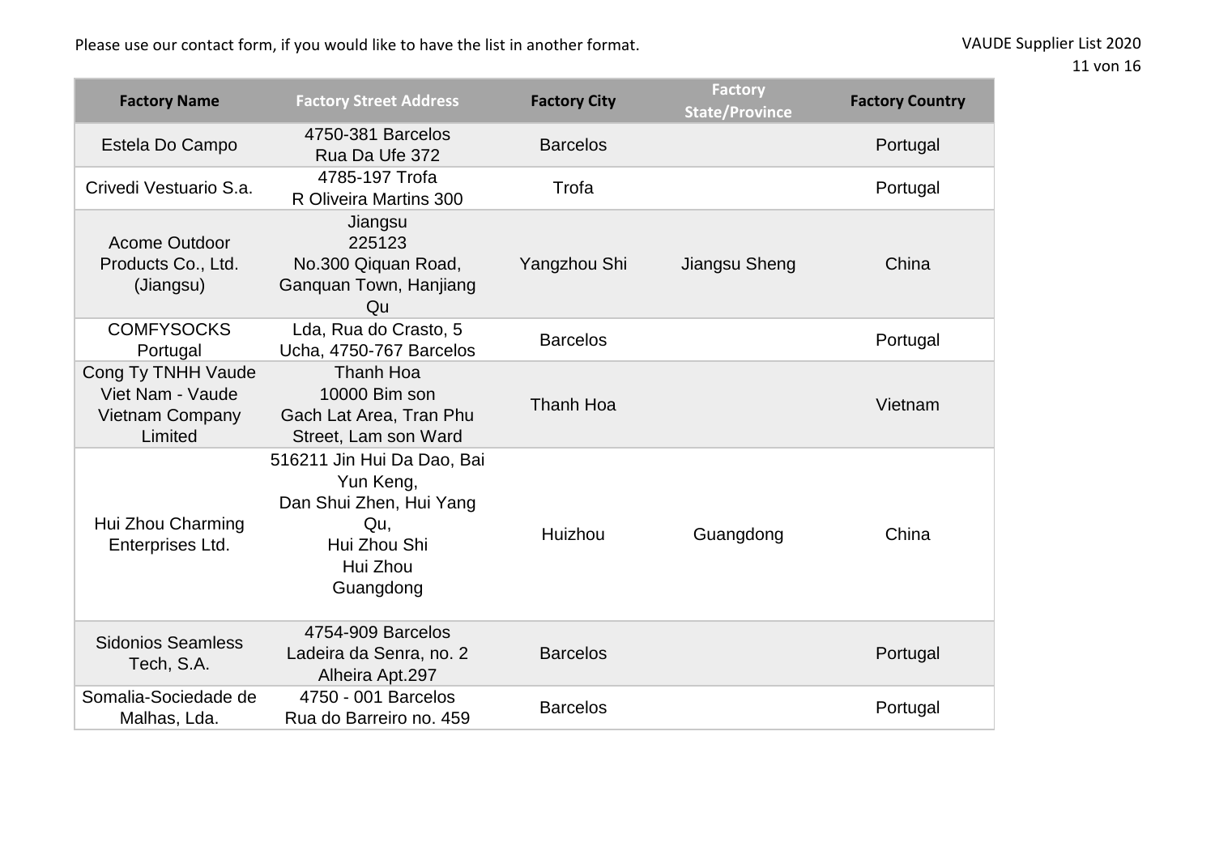Please use our contact form, if you would like to have the list in another format.

| Factory Name | Factory Street Address | Factory City | Factory State/Province | Factory Country |
|---|---|---|---|---|
| Estela Do Campo | 4750-381 Barcelos Rua Da Ufe 372 | Barcelos | | Portugal |
| Crivedi Vestuario S.a. | 4785-197 Trofa R Oliveira Martins 300 | Trofa | | Portugal |
| Acome Outdoor Products Co., Ltd. (Jiangsu) | Jiangsu 225123 No.300 Qiquan Road, Ganquan Town, Hanjiang Qu | Yangzhou Shi | Jiangsu Sheng | China |
| COMFYSOCKS Portugal | Lda, Rua do Crasto, 5 Ucha, 4750-767 Barcelos | Barcelos | | Portugal |
| Cong Ty TNHH Vaude Viet Nam - Vaude Vietnam Company Limited | Thanh Hoa 10000 Bim son Gach Lat Area, Tran Phu Street, Lam son Ward | Thanh Hoa | | Vietnam |
| Hui Zhou Charming Enterprises Ltd. | 516211 Jin Hui Da Dao, Bai Yun Keng, Dan Shui Zhen, Hui Yang Qu, Hui Zhou Shi Hui Zhou Guangdong | Huizhou | Guangdong | China |
| Sidonios Seamless Tech, S.A. | 4754-909 Barcelos Ladeira da Senra, no. 2 Alheira Apt.297 | Barcelos | | Portugal |
| Somalia-Sociedade de Malhas, Lda. | 4750 - 001 Barcelos Rua do Barreiro no. 459 | Barcelos | | Portugal |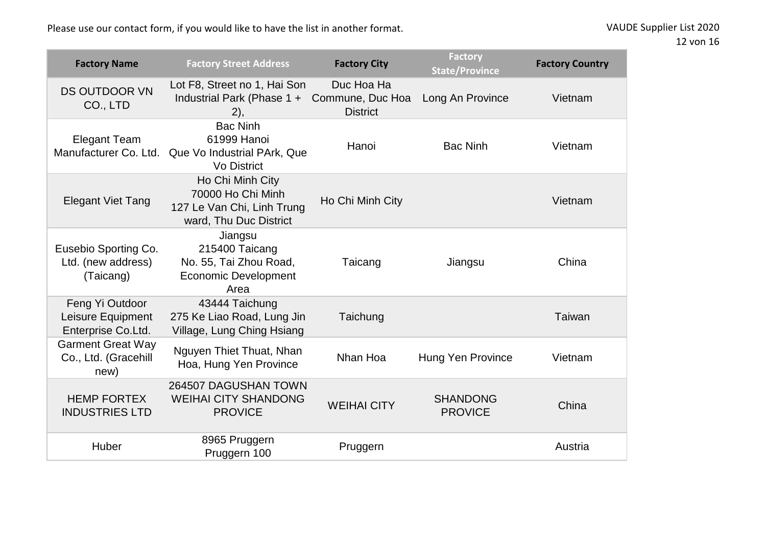Please use our contact form, if you would like to have the list in another format.

| Factory Name | Factory Street Address | Factory City | Factory State/Province | Factory Country |
|---|---|---|---|---|
| DS OUTDOOR VN CO., LTD | Lot F8, Street no 1, Hai Son Industrial Park (Phase 1 + 2), | Duc Hoa Ha Commune, Duc Hoa District | Long An Province | Vietnam |
| Elegant Team Manufacturer Co. Ltd. | Bac Ninh 61999 Hanoi Que Vo Industrial PArk, Que Vo District | Hanoi | Bac Ninh | Vietnam |
| Elegant Viet Tang | Ho Chi Minh City 70000 Ho Chi Minh 127 Le Van Chi, Linh Trung ward, Thu Duc District | Ho Chi Minh City | | Vietnam |
| Eusebio Sporting Co. Ltd. (new address) (Taicang) | Jiangsu 215400 Taicang No. 55, Tai Zhou Road, Economic Development Area | Taicang | Jiangsu | China |
| Feng Yi Outdoor Leisure Equipment Enterprise Co.Ltd. | 43444 Taichung 275 Ke Liao Road, Lung Jin Village, Lung Ching Hsiang | Taichung | | Taiwan |
| Garment Great Way Co., Ltd. (Gracehill new) | Nguyen Thiet Thuat, Nhan Hoa, Hung Yen Province | Nhan Hoa | Hung Yen Province | Vietnam |
| HEMP FORTEX INDUSTRIES LTD | 264507 DAGUSHAN TOWN WEIHAI CITY SHANDONG PROVICE | WEIHAI CITY | SHANDONG PROVICE | China |
| Huber | 8965 Pruggern Pruggern 100 | Pruggern | | Austria |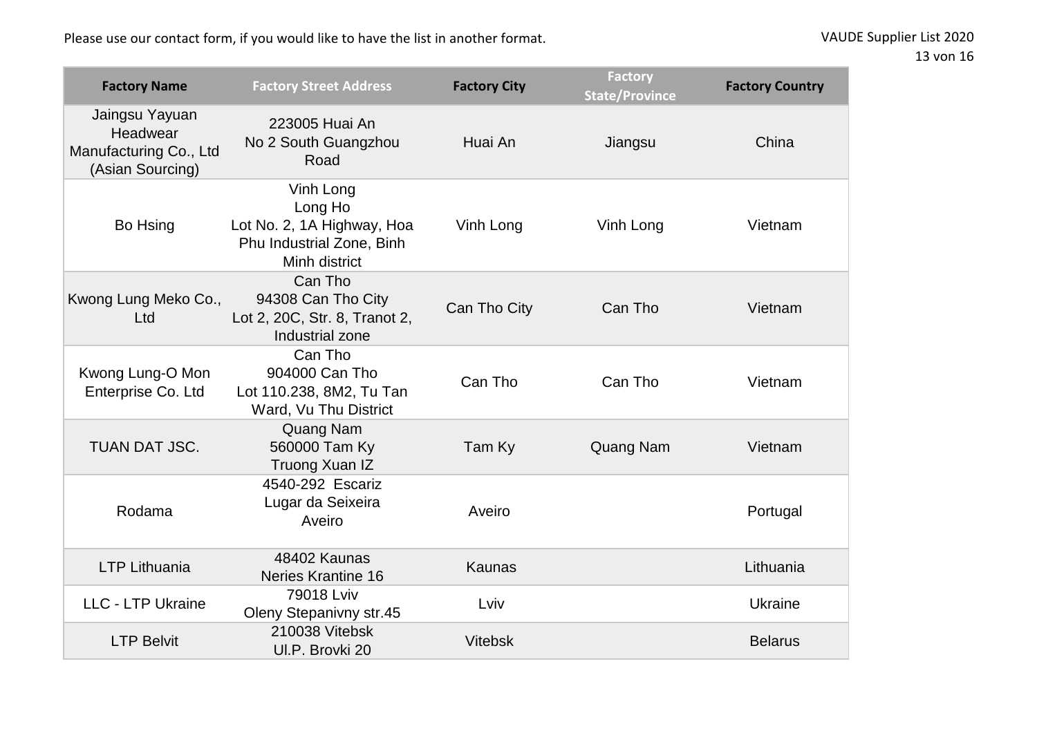Please use our contact form, if you would like to have the list in another format.

| Factory Name | Factory Street Address | Factory City | Factory State/Province | Factory Country |
|---|---|---|---|---|
| Jaingsu Yayuan Headwear Manufacturing Co., Ltd (Asian Sourcing) | 223005 Huai An No 2 South Guangzhou Road | Huai An | Jiangsu | China |
| Bo Hsing | Vinh Long Long Ho Lot No. 2, 1A Highway, Hoa Phu Industrial Zone, Binh Minh district | Vinh Long | Vinh Long | Vietnam |
| Kwong Lung Meko Co., Ltd | Can Tho 94308 Can Tho City Lot 2, 20C, Str. 8, Tranot 2, Industrial zone | Can Tho City | Can Tho | Vietnam |
| Kwong Lung-O Mon Enterprise Co. Ltd | Can Tho 904000 Can Tho Lot 110.238, 8M2, Tu Tan Ward, Vu Thu District | Can Tho | Can Tho | Vietnam |
| TUAN DAT JSC. | Quang Nam 560000 Tam Ky Truong Xuan IZ | Tam Ky | Quang Nam | Vietnam |
| Rodama | 4540-292 Escariz Lugar da Seixeira Aveiro | Aveiro | | Portugal |
| LTP Lithuania | 48402 Kaunas Neries Krantine 16 | Kaunas | | Lithuania |
| LLC - LTP Ukraine | 79018 Lviv Oleny Stepanivny str.45 | Lviv | | Ukraine |
| LTP Belvit | 210038 Vitebsk Ul.P. Brovki 20 | Vitebsk | | Belarus |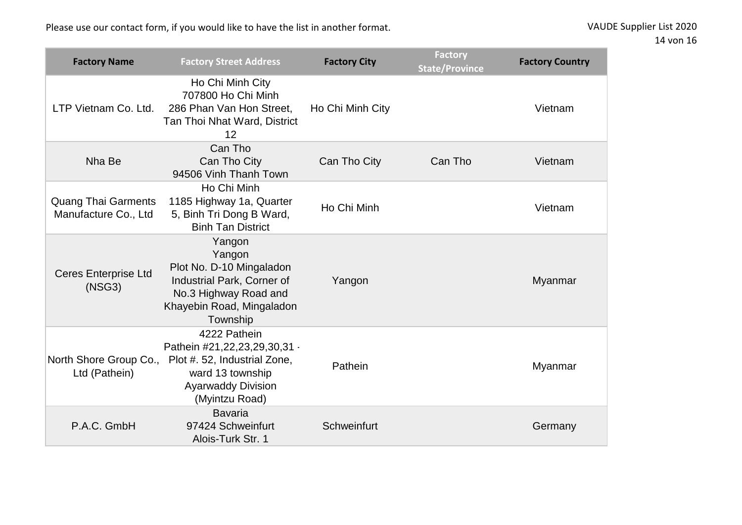Please use our contact form, if you would like to have the list in another format.

| Factory Name | Factory Street Address | Factory City | Factory State/Province | Factory Country |
|---|---|---|---|---|
| LTP Vietnam Co. Ltd. | Ho Chi Minh City 707800 Ho Chi Minh 286 Phan Van Hon Street, Tan Thoi Nhat Ward, District 12 | Ho Chi Minh City | | Vietnam |
| Nha Be | Can Tho Can Tho City 94506 Vinh Thanh Town | Can Tho City | Can Tho | Vietnam |
| Quang Thai Garments Manufacture Co., Ltd | Ho Chi Minh 1185 Highway 1a, Quarter 5, Binh Tri Dong B Ward, Binh Tan District | Ho Chi Minh | | Vietnam |
| Ceres Enterprise Ltd (NSG3) | Yangon Yangon Plot No. D-10 Mingaladon Industrial Park, Corner of No.3 Highway Road and Khayebin Road, Mingaladon Township | Yangon | | Myanmar |
| North Shore Group Co., Ltd (Pathein) | 4222 Pathein Pathein #21,22,23,29,30,31 - Plot #. 52, Industrial Zone, ward 13 township Ayarwaddy Division (Myintzu Road) | Pathein | | Myanmar |
| P.A.C. GmbH | Bavaria 97424 Schweinfurt Alois-Turk Str. 1 | Schweinfurt | | Germany |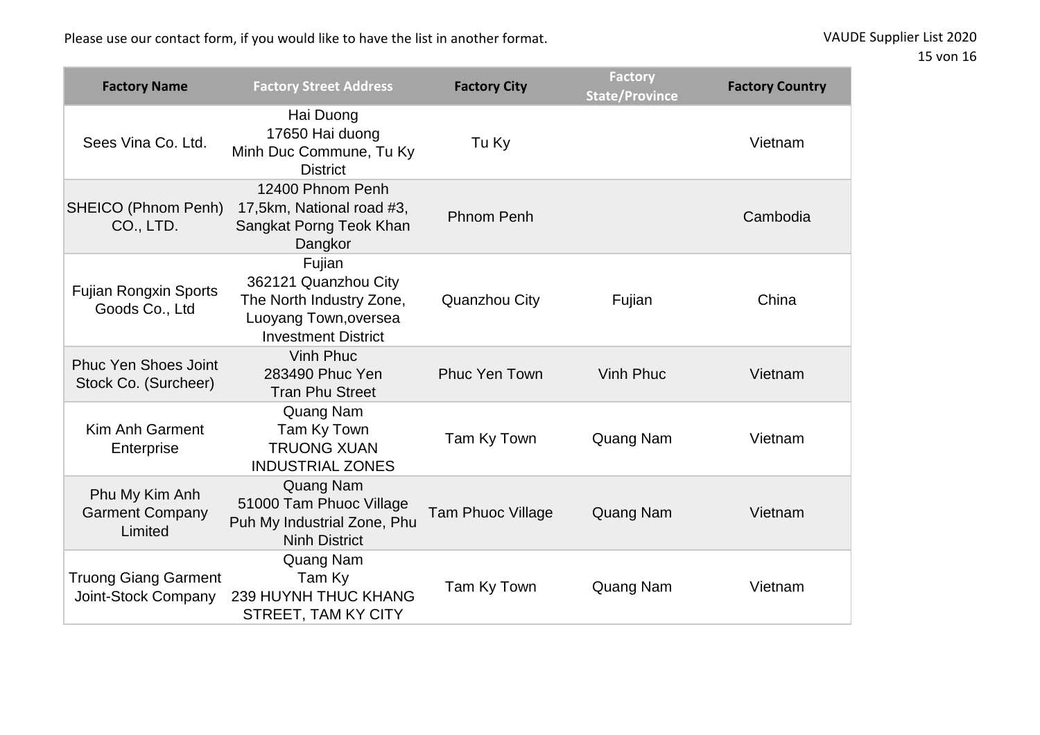Please use our contact form, if you would like to have the list in another format.

| Factory Name | Factory Street Address | Factory City | Factory State/Province | Factory Country |
|---|---|---|---|---|
| Sees Vina Co. Ltd. | Hai Duong 17650 Hai duong Minh Duc Commune, Tu Ky District | Tu Ky | | Vietnam |
| SHEICO (Phnom Penh) CO., LTD. | 12400 Phnom Penh 17,5km, National road #3, Sangkat Porng Teok Khan Dangkor | Phnom Penh | | Cambodia |
| Fujian Rongxin Sports Goods Co., Ltd | Fujian 362121 Quanzhou City The North Industry Zone, Luoyang Town,oversea Investment District | Quanzhou City | Fujian | China |
| Phuc Yen Shoes Joint Stock Co. (Surcheer) | Vinh Phuc 283490 Phuc Yen Tran Phu Street | Phuc Yen Town | Vinh Phuc | Vietnam |
| Kim Anh Garment Enterprise | Quang Nam Tam Ky Town TRUONG XUAN INDUSTRIAL ZONES | Tam Ky Town | Quang Nam | Vietnam |
| Phu My Kim Anh Garment Company Limited | Quang Nam 51000 Tam Phuoc Village Puh My Industrial Zone, Phu Ninh District | Tam Phuoc Village | Quang Nam | Vietnam |
| Truong Giang Garment Joint-Stock Company | Quang Nam Tam Ky 239 HUYNH THUC KHANG STREET, TAM KY CITY | Tam Ky Town | Quang Nam | Vietnam |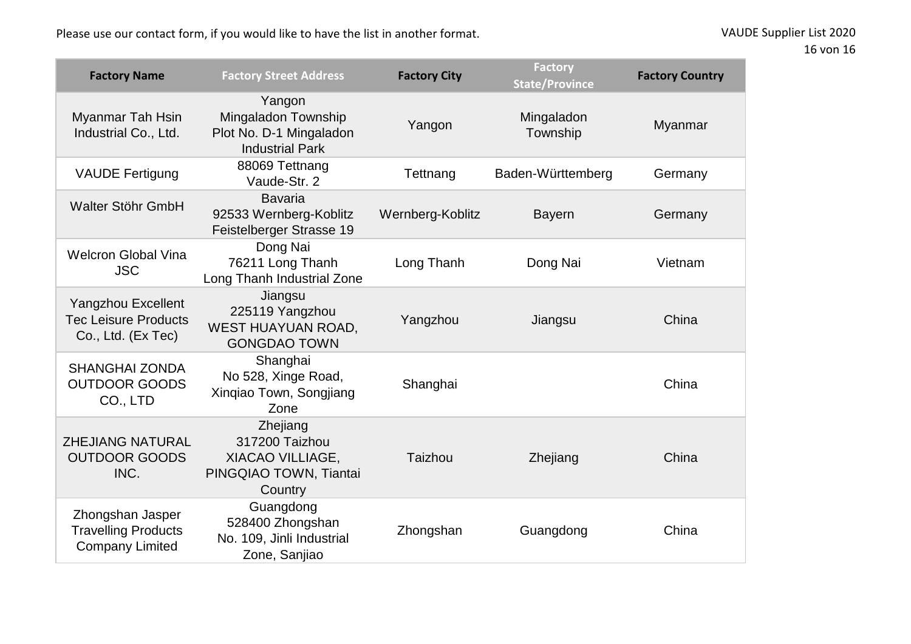Please use our contact form, if you would like to have the list in another format.

| Factory Name | Factory Street Address | Factory City | Factory State/Province | Factory Country |
| --- | --- | --- | --- | --- |
| Myanmar Tah Hsin Industrial Co., Ltd. | Yangon Mingaladon Township Plot No. D-1 Mingaladon Industrial Park | Yangon | Mingaladon Township | Myanmar |
| VAUDE Fertigung | 88069 Tettnang Vaude-Str. 2 | Tettnang | Baden-Württemberg | Germany |
| Walter Stöhr GmbH | Bavaria 92533 Wernberg-Koblitz Feistelberger Strasse 19 | Wernberg-Koblitz | Bayern | Germany |
| Welcron Global Vina JSC | Dong Nai 76211 Long Thanh Long Thanh Industrial Zone | Long Thanh | Dong Nai | Vietnam |
| Yangzhou Excellent Tec Leisure Products Co., Ltd. (Ex Tec) | Jiangsu 225119 Yangzhou WEST HUAYUAN ROAD, GONGDAO TOWN | Yangzhou | Jiangsu | China |
| SHANGHAI ZONDA OUTDOOR GOODS CO., LTD | Shanghai No 528, Xinge Road, Xinqiao Town, Songjiang Zone | Shanghai | | China |
| ZHEJIANG NATURAL OUTDOOR GOODS INC. | Zhejiang 317200 Taizhou XIACAO VILLIAGE, PINGQIAO TOWN, Tiantai Country | Taizhou | Zhejiang | China |
| Zhongshan Jasper Travelling Products Company Limited | Guangdong 528400 Zhongshan No. 109, Jinli Industrial Zone, Sanjiao | Zhongshan | Guangdong | China |